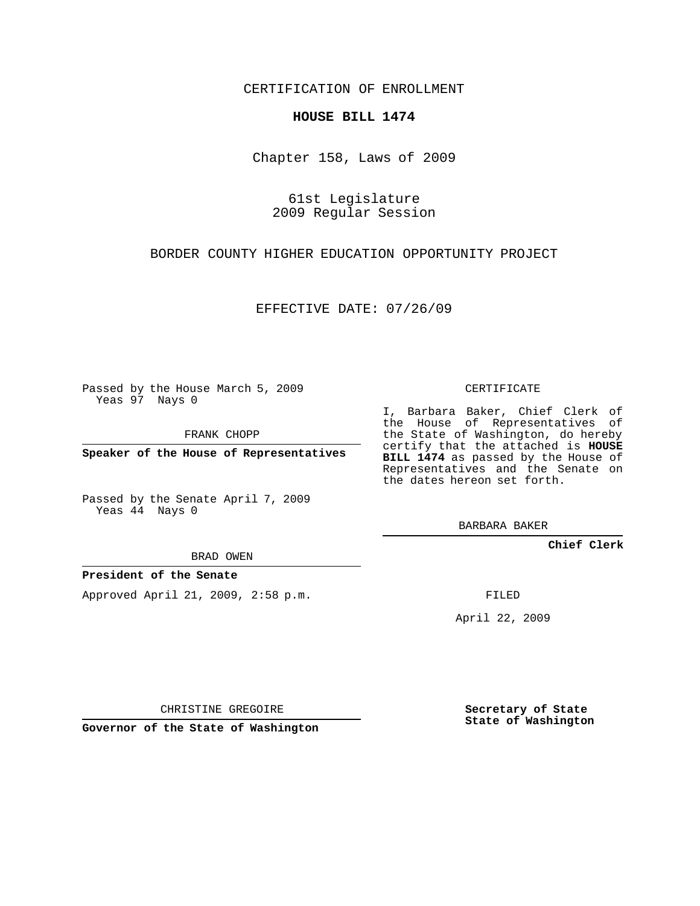CERTIFICATION OF ENROLLMENT

**HOUSE BILL 1474**

Chapter 158, Laws of 2009

61st Legislature
2009 Regular Session

BORDER COUNTY HIGHER EDUCATION OPPORTUNITY PROJECT

EFFECTIVE DATE: 07/26/09

Passed by the House March 5, 2009
Yeas 97 Nays 0

FRANK CHOPP

**Speaker of the House of Representatives**

Passed by the Senate April 7, 2009
Yeas 44 Nays 0

BRAD OWEN

**President of the Senate**

Approved April 21, 2009, 2:58 p.m.

CHRISTINE GREGOIRE

**Governor of the State of Washington**

CERTIFICATE

I, Barbara Baker, Chief Clerk of the House of Representatives of the State of Washington, do hereby certify that the attached is **HOUSE BILL 1474** as passed by the House of Representatives and the Senate on the dates hereon set forth.

BARBARA BAKER

**Chief Clerk**

FILED

April 22, 2009

**Secretary of State**
**State of Washington**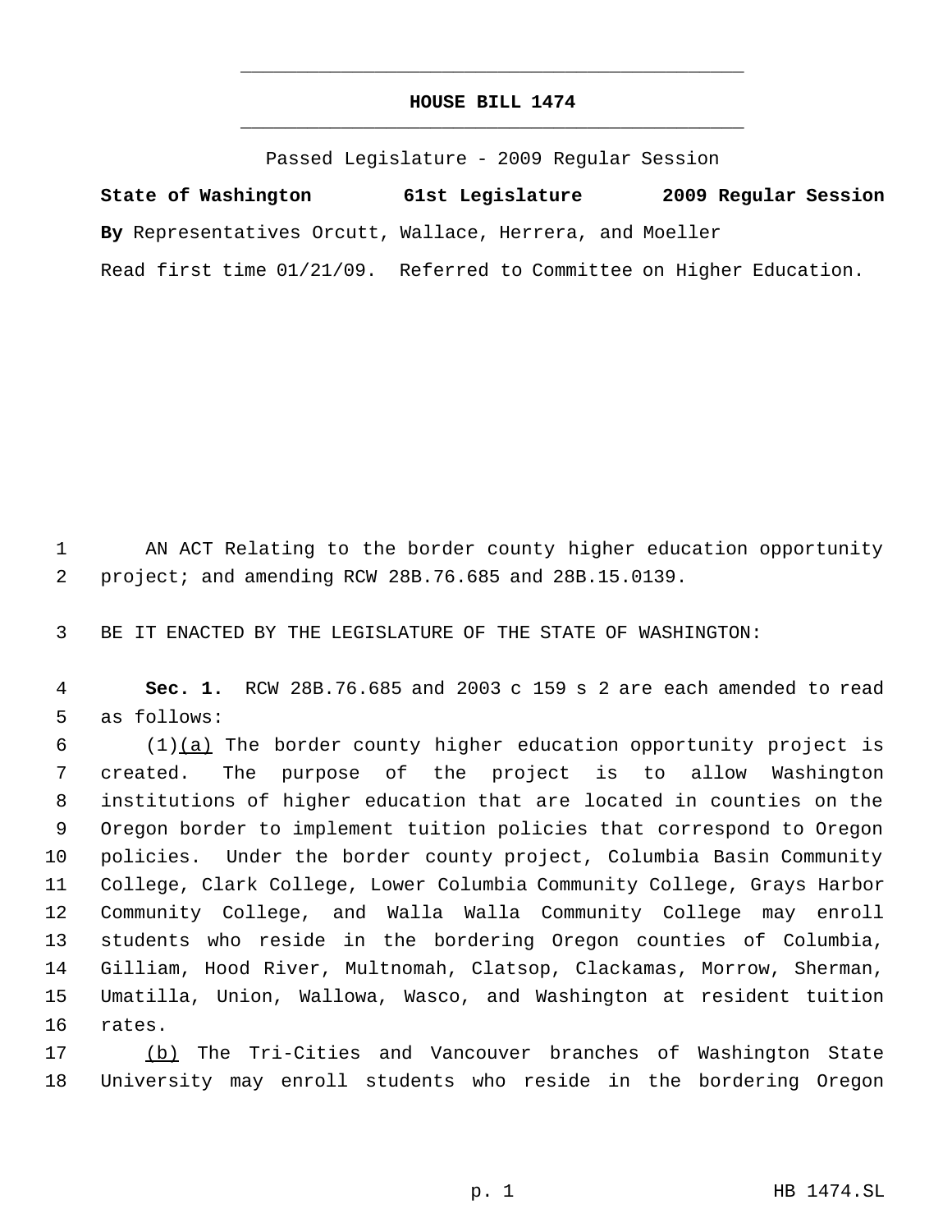# HOUSE BILL 1474

Passed Legislature - 2009 Regular Session

**State of Washington 61st Legislature 2009 Regular Session**

**By** Representatives Orcutt, Wallace, Herrera, and Moeller

Read first time 01/21/09. Referred to Committee on Higher Education.

AN ACT Relating to the border county higher education opportunity project; and amending RCW 28B.76.685 and 28B.15.0139.

BE IT ENACTED BY THE LEGISLATURE OF THE STATE OF WASHINGTON:

**Sec. 1.** RCW 28B.76.685 and 2003 c 159 s 2 are each amended to read as follows:

(1)(a) The border county higher education opportunity project is created. The purpose of the project is to allow Washington institutions of higher education that are located in counties on the Oregon border to implement tuition policies that correspond to Oregon policies. Under the border county project, Columbia Basin Community College, Clark College, Lower Columbia Community College, Grays Harbor Community College, and Walla Walla Community College may enroll students who reside in the bordering Oregon counties of Columbia, Gilliam, Hood River, Multnomah, Clatsop, Clackamas, Morrow, Sherman, Umatilla, Union, Wallowa, Wasco, and Washington at resident tuition rates.

(b) The Tri-Cities and Vancouver branches of Washington State University may enroll students who reside in the bordering Oregon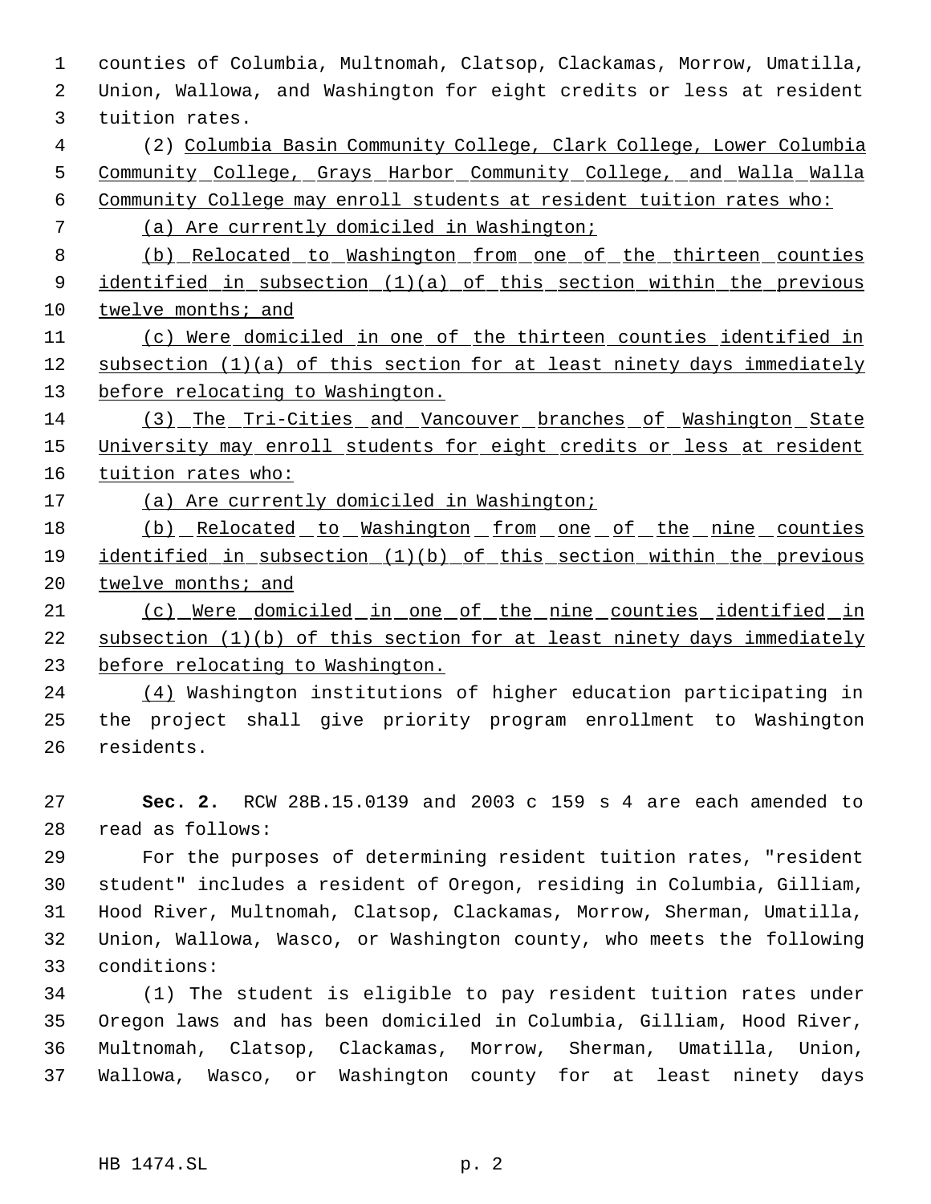counties of Columbia, Multnomah, Clatsop, Clackamas, Morrow, Umatilla, Union, Wallowa, and Washington for eight credits or less at resident tuition rates.

(2) Columbia Basin Community College, Clark College, Lower Columbia Community College, Grays Harbor Community College, and Walla Walla Community College may enroll students at resident tuition rates who:

(a) Are currently domiciled in Washington;

(b) Relocated to Washington from one of the thirteen counties identified in subsection (1)(a) of this section within the previous twelve months; and

(c) Were domiciled in one of the thirteen counties identified in subsection (1)(a) of this section for at least ninety days immediately before relocating to Washington.

(3) The Tri-Cities and Vancouver branches of Washington State University may enroll students for eight credits or less at resident tuition rates who:

(a) Are currently domiciled in Washington;

(b) Relocated to Washington from one of the nine counties identified in subsection (1)(b) of this section within the previous twelve months; and

(c) Were domiciled in one of the nine counties identified in subsection (1)(b) of this section for at least ninety days immediately before relocating to Washington.

(4) Washington institutions of higher education participating in the project shall give priority program enrollment to Washington residents.

**Sec. 2.** RCW 28B.15.0139 and 2003 c 159 s 4 are each amended to read as follows:

For the purposes of determining resident tuition rates, "resident student" includes a resident of Oregon, residing in Columbia, Gilliam, Hood River, Multnomah, Clatsop, Clackamas, Morrow, Sherman, Umatilla, Union, Wallowa, Wasco, or Washington county, who meets the following conditions:

(1) The student is eligible to pay resident tuition rates under Oregon laws and has been domiciled in Columbia, Gilliam, Hood River, Multnomah, Clatsop, Clackamas, Morrow, Sherman, Umatilla, Union, Wallowa, Wasco, or Washington county for at least ninety days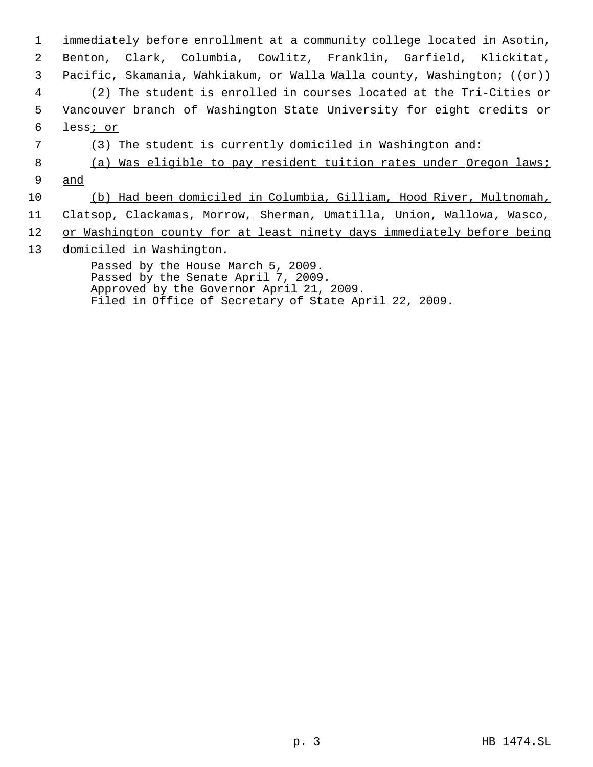immediately before enrollment at a community college located in Asotin, Benton, Clark, Columbia, Cowlitz, Franklin, Garfield, Klickitat, Pacific, Skamania, Wahkiakum, or Walla Walla county, Washington; ((~~or~~))

(2) The student is enrolled in courses located at the Tri-Cities or Vancouver branch of Washington State University for eight credits or less<u>; or</u>

<u>(3) The student is currently domiciled in Washington and:</u>

<u>(a) Was eligible to pay resident tuition rates under Oregon laws; and</u>

<u>(b) Had been domiciled in Columbia, Gilliam, Hood River, Multnomah, Clatsop, Clackamas, Morrow, Sherman, Umatilla, Union, Wallowa, Wasco, or Washington county for at least ninety days immediately before being domiciled in Washington</u>.

Passed by the House March 5, 2009.
Passed by the Senate April 7, 2009.
Approved by the Governor April 21, 2009.
Filed in Office of Secretary of State April 22, 2009.